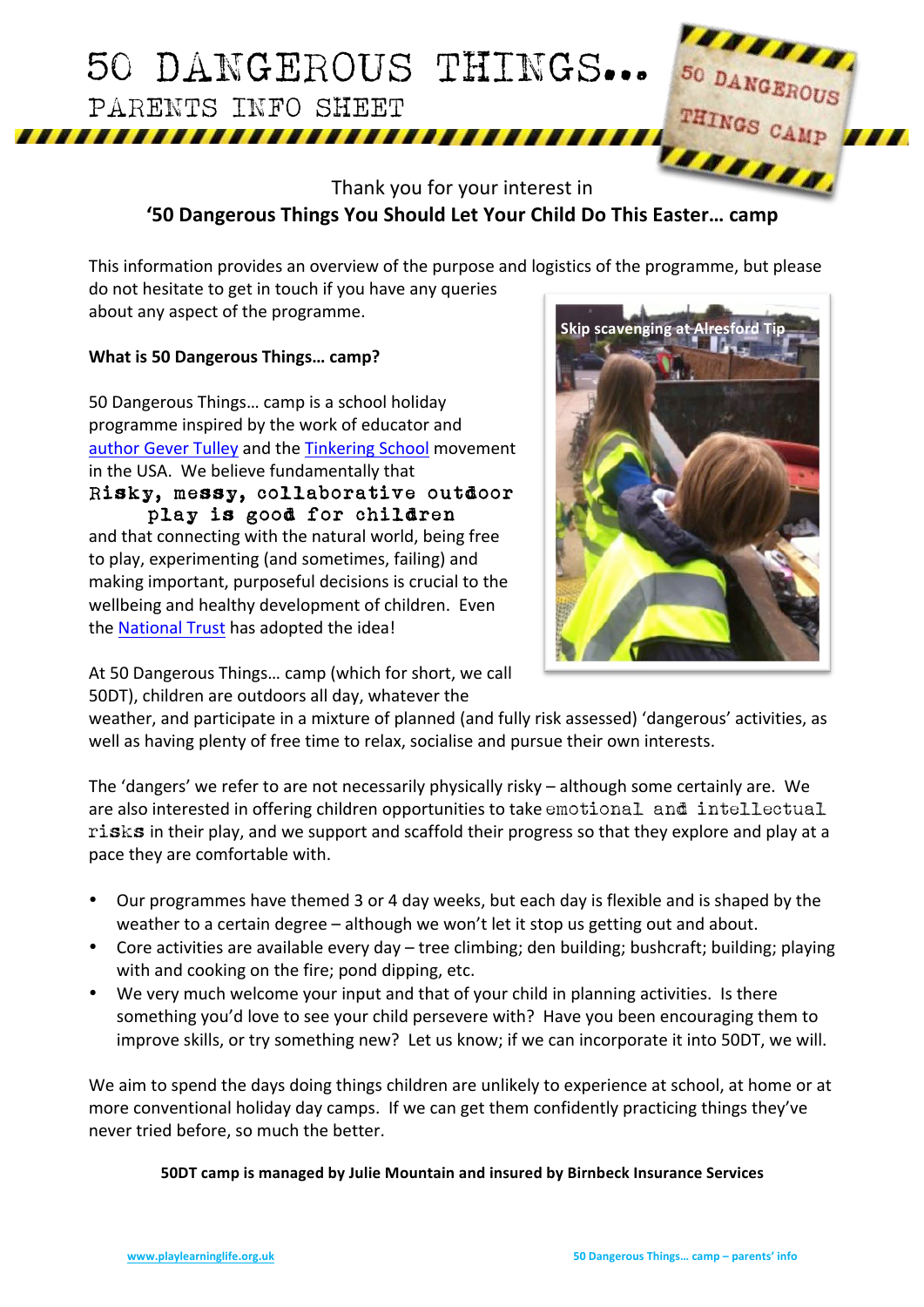# 50 DANGEROUS THINGS…

## PARENTS INFO SHEET

50 DANGEROUS THINGS CAMP

Thank you for your interest in

**'50 Dangerous Things You Should Let Your Child Do This Easter… camp**

This information provides an overview of the purpose and logistics of the programme, but please do not hesitate to get in touch if you have any queries about any aspect of the programme.

Skip scavenging at Alresford Tip

**What is 50 Dangerous Things… camp?**

50 Dangerous Things… camp is a school holiday programme inspired by the work of educator and author Gever Tulley and the Tinkering School movement in the USA. We believe fundamentally that

**Risky, messy, collaborative outdoor play is good for children**

and that connecting with the natural world, being free to play, experimenting (and sometimes, failing) and making important, purposeful decisions is crucial to the wellbeing and healthy development of children. Even the National Trust has adopted the idea!

At 50 Dangerous Things… camp (which for short, we call 50DT), children are outdoors all day, whatever the weather, and participate in a mixture of planned (and fully risk assessed) 'dangerous' activities, as well as having plenty of free time to relax, socialise and pursue their own interests.

The 'dangers' we refer to are not necessarily physically risky – although some certainly are. We are also interested in offering children opportunities to take emotional and intellectual risks in their play, and we support and scaffold their progress so that they explore and play at a pace they are comfortable with.

- Our programmes have themed 3 or 4 day weeks, but each day is flexible and is shaped by the weather to a certain degree – although we won't let it stop us getting out and about.
- Core activities are available every day – tree climbing; den building; bushcraft; building; playing with and cooking on the fire; pond dipping, etc.
- We very much welcome your input and that of your child in planning activities. Is there something you'd love to see your child persevere with? Have you been encouraging them to improve skills, or try something new? Let us know; if we can incorporate it into 50DT, we will.

We aim to spend the days doing things children are unlikely to experience at school, at home or at more conventional holiday day camps. If we can get them confidently practicing things they've never tried before, so much the better.

**50DT camp is managed by Julie Mountain and insured by Birnbeck Insurance Services**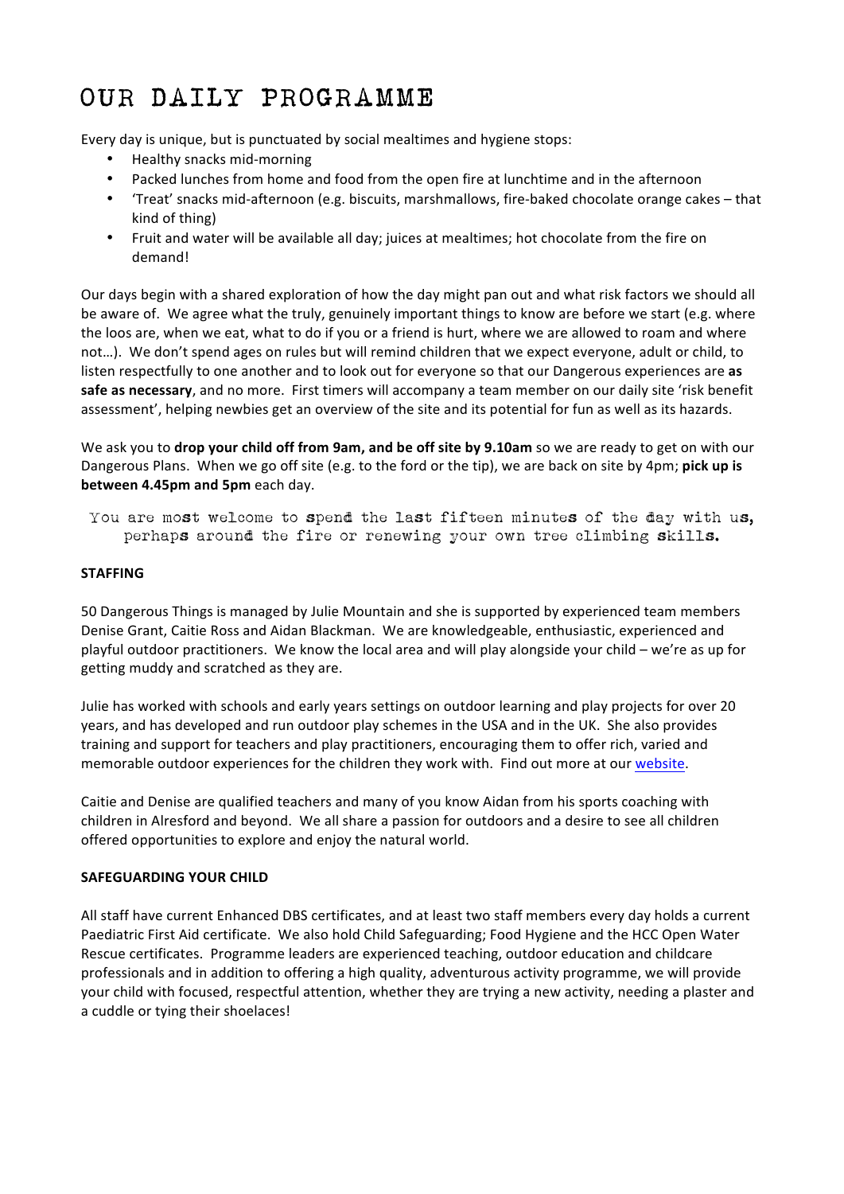# OUR DAILY PROGRAMME

Every day is unique, but is punctuated by social mealtimes and hygiene stops:

- Healthy snacks mid-morning
- Packed lunches from home and food from the open fire at lunchtime and in the afternoon
- 'Treat' snacks mid-afternoon (e.g. biscuits, marshmallows, fire-baked chocolate orange cakes – that kind of thing)
- Fruit and water will be available all day; juices at mealtimes; hot chocolate from the fire on demand!

Our days begin with a shared exploration of how the day might pan out and what risk factors we should all be aware of. We agree what the truly, genuinely important things to know are before we start (e.g. where the loos are, when we eat, what to do if you or a friend is hurt, where we are allowed to roam and where not…). We don't spend ages on rules but will remind children that we expect everyone, adult or child, to listen respectfully to one another and to look out for everyone so that our Dangerous experiences are **as safe as necessary**, and no more. First timers will accompany a team member on our daily site 'risk benefit assessment', helping newbies get an overview of the site and its potential for fun as well as its hazards.

We ask you to **drop your child off from 9am, and be off site by 9.10am** so we are ready to get on with our Dangerous Plans. When we go off site (e.g. to the ford or the tip), we are back on site by 4pm; **pick up is between 4.45pm and 5pm** each day.

You are most welcome to spend the last fifteen minutes of the day with us, perhaps around the fire or renewing your own tree climbing skills.

**STAFFING**

50 Dangerous Things is managed by Julie Mountain and she is supported by experienced team members Denise Grant, Caitie Ross and Aidan Blackman. We are knowledgeable, enthusiastic, experienced and playful outdoor practitioners. We know the local area and will play alongside your child – we're as up for getting muddy and scratched as they are.

Julie has worked with schools and early years settings on outdoor learning and play projects for over 20 years, and has developed and run outdoor play schemes in the USA and in the UK. She also provides training and support for teachers and play practitioners, encouraging them to offer rich, varied and memorable outdoor experiences for the children they work with. Find out more at our website.

Caitie and Denise are qualified teachers and many of you know Aidan from his sports coaching with children in Alresford and beyond. We all share a passion for outdoors and a desire to see all children offered opportunities to explore and enjoy the natural world.

**SAFEGUARDING YOUR CHILD**

All staff have current Enhanced DBS certificates, and at least two staff members every day holds a current Paediatric First Aid certificate. We also hold Child Safeguarding; Food Hygiene and the HCC Open Water Rescue certificates. Programme leaders are experienced teaching, outdoor education and childcare professionals and in addition to offering a high quality, adventurous activity programme, we will provide your child with focused, respectful attention, whether they are trying a new activity, needing a plaster and a cuddle or tying their shoelaces!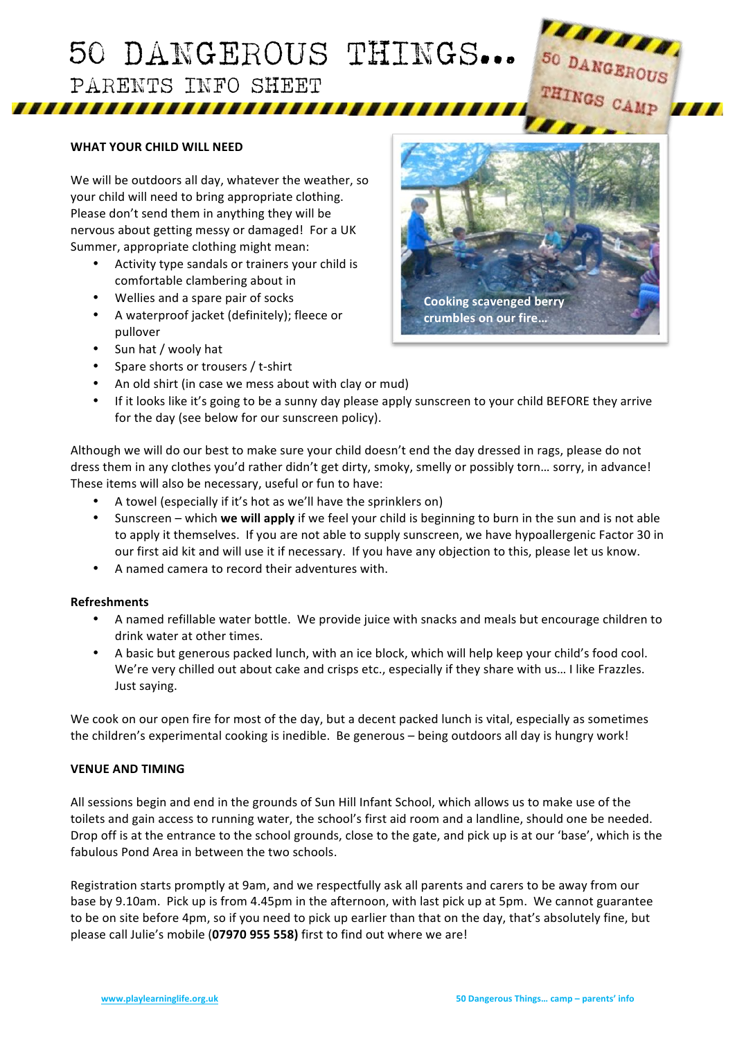# 50 DANGEROUS THINGS…

## PARENTS INFO SHEET

50 DANGEROUS THINGS CAMP

**WHAT YOUR CHILD WILL NEED**

We will be outdoors all day, whatever the weather, so your child will need to bring appropriate clothing. Please don't send them in anything they will be nervous about getting messy or damaged! For a UK Summer, appropriate clothing might mean:

- Activity type sandals or trainers your child is comfortable clambering about in
- Wellies and a spare pair of socks
- A waterproof jacket (definitely); fleece or pullover
- Sun hat / wooly hat
- Spare shorts or trousers / t-shirt
- An old shirt (in case we mess about with clay or mud)
- If it looks like it's going to be a sunny day please apply sunscreen to your child BEFORE they arrive for the day (see below for our sunscreen policy).

Cooking scavenged berry crumbles on our fire…

Although we will do our best to make sure your child doesn't end the day dressed in rags, please do not dress them in any clothes you'd rather didn't get dirty, smoky, smelly or possibly torn… sorry, in advance! These items will also be necessary, useful or fun to have:

- A towel (especially if it's hot as we'll have the sprinklers on)
- Sunscreen – which **we will apply** if we feel your child is beginning to burn in the sun and is not able to apply it themselves. If you are not able to supply sunscreen, we have hypoallergenic Factor 30 in our first aid kit and will use it if necessary. If you have any objection to this, please let us know.
- A named camera to record their adventures with.

**Refreshments**

- A named refillable water bottle. We provide juice with snacks and meals but encourage children to drink water at other times.
- A basic but generous packed lunch, with an ice block, which will help keep your child's food cool. We're very chilled out about cake and crisps etc., especially if they share with us… I like Frazzles. Just saying.

We cook on our open fire for most of the day, but a decent packed lunch is vital, especially as sometimes the children's experimental cooking is inedible. Be generous – being outdoors all day is hungry work!

**VENUE AND TIMING**

All sessions begin and end in the grounds of Sun Hill Infant School, which allows us to make use of the toilets and gain access to running water, the school's first aid room and a landline, should one be needed. Drop off is at the entrance to the school grounds, close to the gate, and pick up is at our 'base', which is the fabulous Pond Area in between the two schools.

Registration starts promptly at 9am, and we respectfully ask all parents and carers to be away from our base by 9.10am. Pick up is from 4.45pm in the afternoon, with last pick up at 5pm. We cannot guarantee to be on site before 4pm, so if you need to pick up earlier than that on the day, that's absolutely fine, but please call Julie's mobile (**07970 955 558)** first to find out where we are!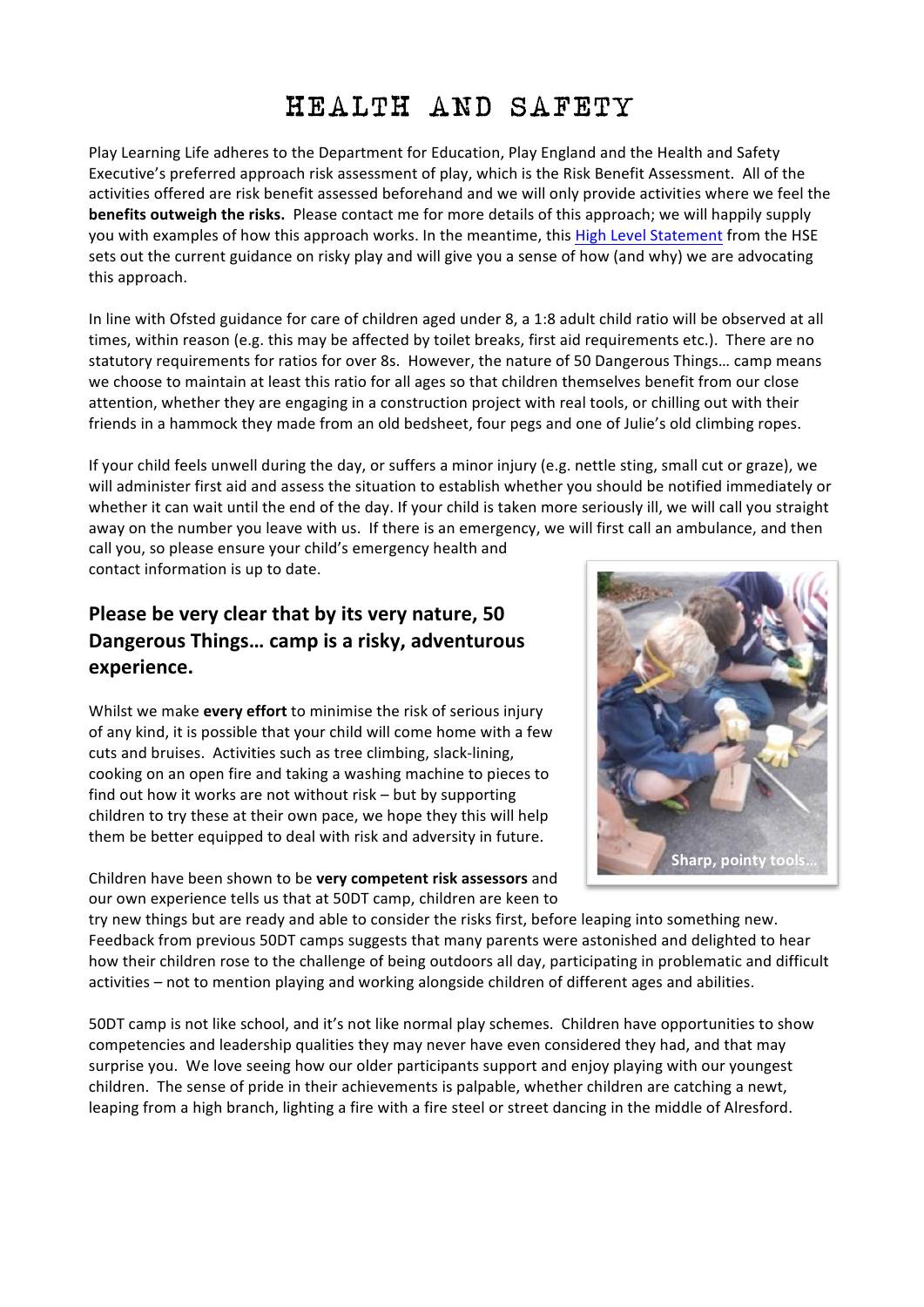# HEALTH AND SAFETY

Play Learning Life adheres to the Department for Education, Play England and the Health and Safety Executive's preferred approach risk assessment of play, which is the Risk Benefit Assessment. All of the activities offered are risk benefit assessed beforehand and we will only provide activities where we feel the **benefits outweigh the risks.** Please contact me for more details of this approach; we will happily supply you with examples of how this approach works. In the meantime, this High Level Statement from the HSE sets out the current guidance on risky play and will give you a sense of how (and why) we are advocating this approach.

In line with Ofsted guidance for care of children aged under 8, a 1:8 adult child ratio will be observed at all times, within reason (e.g. this may be affected by toilet breaks, first aid requirements etc.). There are no statutory requirements for ratios for over 8s. However, the nature of 50 Dangerous Things… camp means we choose to maintain at least this ratio for all ages so that children themselves benefit from our close attention, whether they are engaging in a construction project with real tools, or chilling out with their friends in a hammock they made from an old bedsheet, four pegs and one of Julie's old climbing ropes.

If your child feels unwell during the day, or suffers a minor injury (e.g. nettle sting, small cut or graze), we will administer first aid and assess the situation to establish whether you should be notified immediately or whether it can wait until the end of the day. If your child is taken more seriously ill, we will call you straight away on the number you leave with us. If there is an emergency, we will first call an ambulance, and then call you, so please ensure your child's emergency health and contact information is up to date.

## Please be very clear that by its very nature, 50 Dangerous Things… camp is a risky, adventurous experience.

Whilst we make **every effort** to minimise the risk of serious injury of any kind, it is possible that your child will come home with a few cuts and bruises. Activities such as tree climbing, slack-lining, cooking on an open fire and taking a washing machine to pieces to find out how it works are not without risk – but by supporting children to try these at their own pace, we hope they this will help them be better equipped to deal with risk and adversity in future.

Sharp, pointy tools…

Children have been shown to be **very competent risk assessors** and our own experience tells us that at 50DT camp, children are keen to try new things but are ready and able to consider the risks first, before leaping into something new. Feedback from previous 50DT camps suggests that many parents were astonished and delighted to hear how their children rose to the challenge of being outdoors all day, participating in problematic and difficult activities – not to mention playing and working alongside children of different ages and abilities.

50DT camp is not like school, and it's not like normal play schemes. Children have opportunities to show competencies and leadership qualities they may never have even considered they had, and that may surprise you. We love seeing how our older participants support and enjoy playing with our youngest children. The sense of pride in their achievements is palpable, whether children are catching a newt, leaping from a high branch, lighting a fire with a fire steel or street dancing in the middle of Alresford.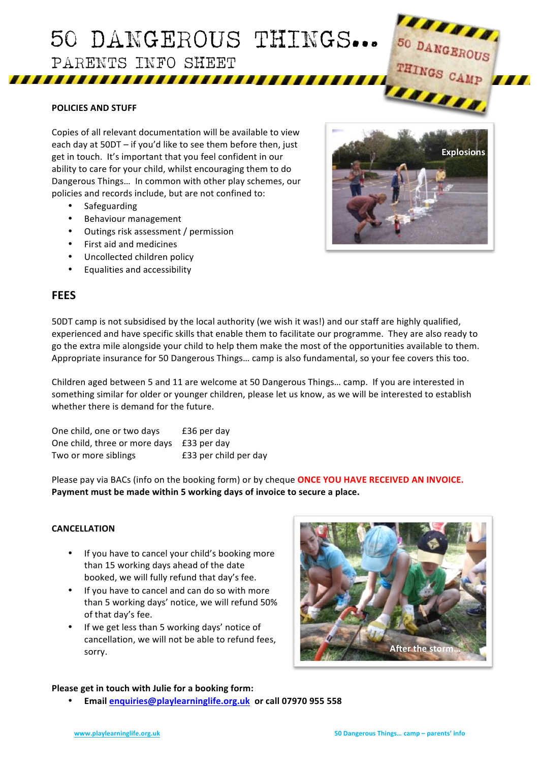# 50 DANGEROUS THINGS...

## PARENTS INFO SHEET

50 DANGEROUS THINGS CAMP

**POLICIES AND STUFF**

Copies of all relevant documentation will be available to view each day at 50DT – if you'd like to see them before then, just get in touch. It's important that you feel confident in our ability to care for your child, whilst encouraging them to do Dangerous Things… In common with other play schemes, our policies and records include, but are not confined to:

- Safeguarding
- Behaviour management
- Outings risk assessment / permission
- First aid and medicines
- Uncollected children policy
- Equalities and accessibility

Explosions

## FEES

50DT camp is not subsidised by the local authority (we wish it was!) and our staff are highly qualified, experienced and have specific skills that enable them to facilitate our programme. They are also ready to go the extra mile alongside your child to help them make the most of the opportunities available to them. Appropriate insurance for 50 Dangerous Things… camp is also fundamental, so your fee covers this too.

Children aged between 5 and 11 are welcome at 50 Dangerous Things… camp. If you are interested in something similar for older or younger children, please let us know, as we will be interested to establish whether there is demand for the future.

| | |
|---|---|
| One child, one or two days | £36 per day |
| One child, three or more days | £33 per day |
| Two or more siblings | £33 per child per day |

Please pay via BACs (info on the booking form) or by cheque **ONCE YOU HAVE RECEIVED AN INVOICE.**
**Payment must be made within 5 working days of invoice to secure a place.**

**CANCELLATION**

- If you have to cancel your child's booking more than 15 working days ahead of the date booked, we will fully refund that day's fee.
- If you have to cancel and can do so with more than 5 working days' notice, we will refund 50% of that day's fee.
- If we get less than 5 working days' notice of cancellation, we will not be able to refund fees, sorry.

After the storm…

**Please get in touch with Julie for a booking form:**

- **Email [enquiries@playlearninglife.org.uk](mailto:enquiries@playlearninglife.org.uk) or call 07970 955 558**